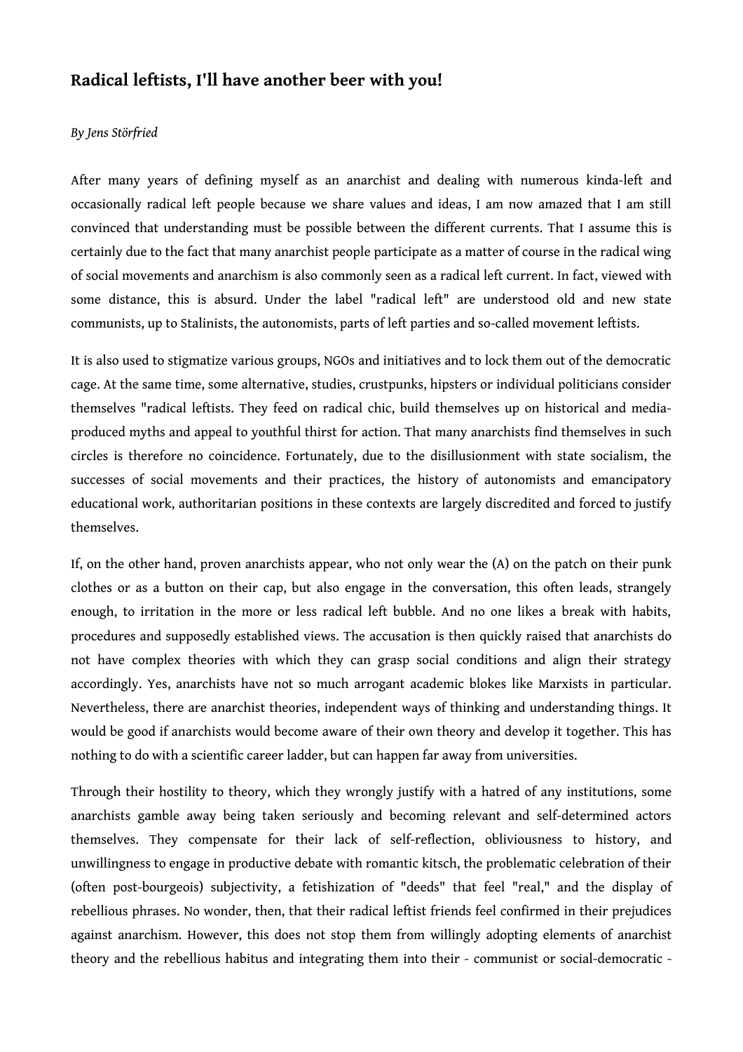## Radical leftists, I'll have another beer with you!

*By Jens Störfried*

After many years of defining myself as an anarchist and dealing with numerous kinda-left and occasionally radical left people because we share values and ideas, I am now amazed that I am still convinced that understanding must be possible between the different currents. That I assume this is certainly due to the fact that many anarchist people participate as a matter of course in the radical wing of social movements and anarchism is also commonly seen as a radical left current. In fact, viewed with some distance, this is absurd. Under the label "radical left" are understood old and new state communists, up to Stalinists, the autonomists, parts of left parties and so-called movement leftists.

It is also used to stigmatize various groups, NGOs and initiatives and to lock them out of the democratic cage. At the same time, some alternative, studies, crustpunks, hipsters or individual politicians consider themselves "radical leftists. They feed on radical chic, build themselves up on historical and media-produced myths and appeal to youthful thirst for action. That many anarchists find themselves in such circles is therefore no coincidence. Fortunately, due to the disillusionment with state socialism, the successes of social movements and their practices, the history of autonomists and emancipatory educational work, authoritarian positions in these contexts are largely discredited and forced to justify themselves.

If, on the other hand, proven anarchists appear, who not only wear the (A) on the patch on their punk clothes or as a button on their cap, but also engage in the conversation, this often leads, strangely enough, to irritation in the more or less radical left bubble. And no one likes a break with habits, procedures and supposedly established views. The accusation is then quickly raised that anarchists do not have complex theories with which they can grasp social conditions and align their strategy accordingly. Yes, anarchists have not so much arrogant academic blokes like Marxists in particular. Nevertheless, there are anarchist theories, independent ways of thinking and understanding things. It would be good if anarchists would become aware of their own theory and develop it together. This has nothing to do with a scientific career ladder, but can happen far away from universities.

Through their hostility to theory, which they wrongly justify with a hatred of any institutions, some anarchists gamble away being taken seriously and becoming relevant and self-determined actors themselves. They compensate for their lack of self-reflection, obliviousness to history, and unwillingness to engage in productive debate with romantic kitsch, the problematic celebration of their (often post-bourgeois) subjectivity, a fetishization of "deeds" that feel "real," and the display of rebellious phrases. No wonder, then, that their radical leftist friends feel confirmed in their prejudices against anarchism. However, this does not stop them from willingly adopting elements of anarchist theory and the rebellious habitus and integrating them into their - communist or social-democratic -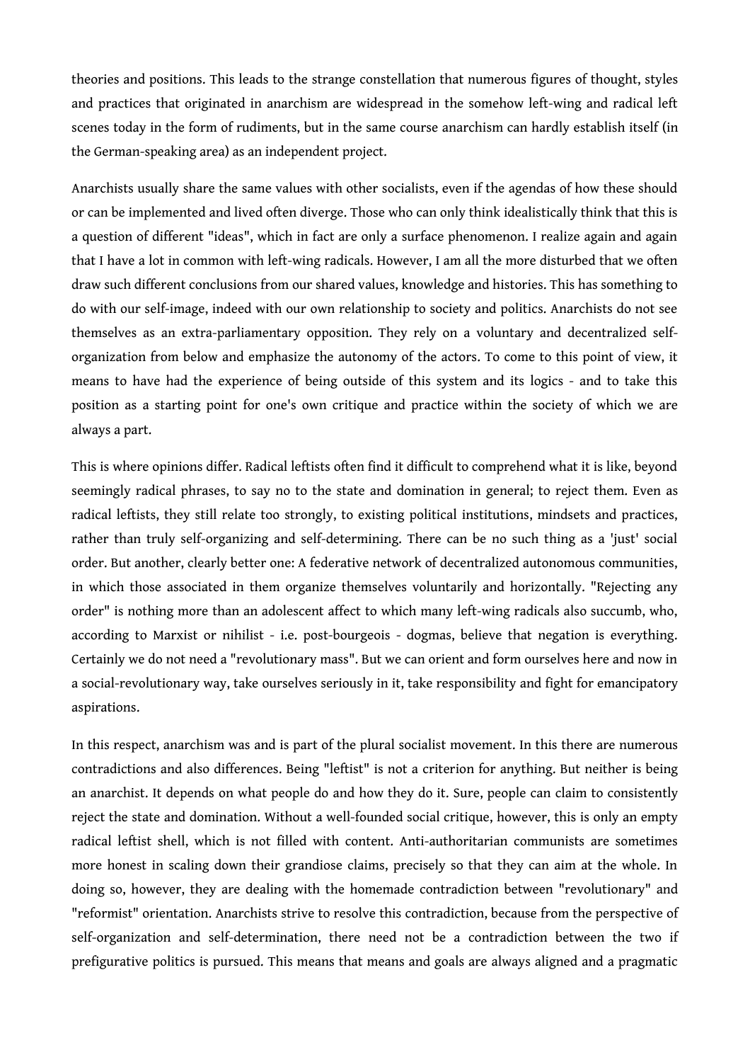theories and positions. This leads to the strange constellation that numerous figures of thought, styles and practices that originated in anarchism are widespread in the somehow left-wing and radical left scenes today in the form of rudiments, but in the same course anarchism can hardly establish itself (in the German-speaking area) as an independent project.

Anarchists usually share the same values with other socialists, even if the agendas of how these should or can be implemented and lived often diverge. Those who can only think idealistically think that this is a question of different "ideas", which in fact are only a surface phenomenon. I realize again and again that I have a lot in common with left-wing radicals. However, I am all the more disturbed that we often draw such different conclusions from our shared values, knowledge and histories. This has something to do with our self-image, indeed with our own relationship to society and politics. Anarchists do not see themselves as an extra-parliamentary opposition. They rely on a voluntary and decentralized self-organization from below and emphasize the autonomy of the actors. To come to this point of view, it means to have had the experience of being outside of this system and its logics - and to take this position as a starting point for one's own critique and practice within the society of which we are always a part.

This is where opinions differ. Radical leftists often find it difficult to comprehend what it is like, beyond seemingly radical phrases, to say no to the state and domination in general; to reject them. Even as radical leftists, they still relate too strongly, to existing political institutions, mindsets and practices, rather than truly self-organizing and self-determining. There can be no such thing as a 'just' social order. But another, clearly better one: A federative network of decentralized autonomous communities, in which those associated in them organize themselves voluntarily and horizontally. "Rejecting any order" is nothing more than an adolescent affect to which many left-wing radicals also succumb, who, according to Marxist or nihilist - i.e. post-bourgeois - dogmas, believe that negation is everything. Certainly we do not need a "revolutionary mass". But we can orient and form ourselves here and now in a social-revolutionary way, take ourselves seriously in it, take responsibility and fight for emancipatory aspirations.

In this respect, anarchism was and is part of the plural socialist movement. In this there are numerous contradictions and also differences. Being "leftist" is not a criterion for anything. But neither is being an anarchist. It depends on what people do and how they do it. Sure, people can claim to consistently reject the state and domination. Without a well-founded social critique, however, this is only an empty radical leftist shell, which is not filled with content. Anti-authoritarian communists are sometimes more honest in scaling down their grandiose claims, precisely so that they can aim at the whole. In doing so, however, they are dealing with the homemade contradiction between "revolutionary" and "reformist" orientation. Anarchists strive to resolve this contradiction, because from the perspective of self-organization and self-determination, there need not be a contradiction between the two if prefigurative politics is pursued. This means that means and goals are always aligned and a pragmatic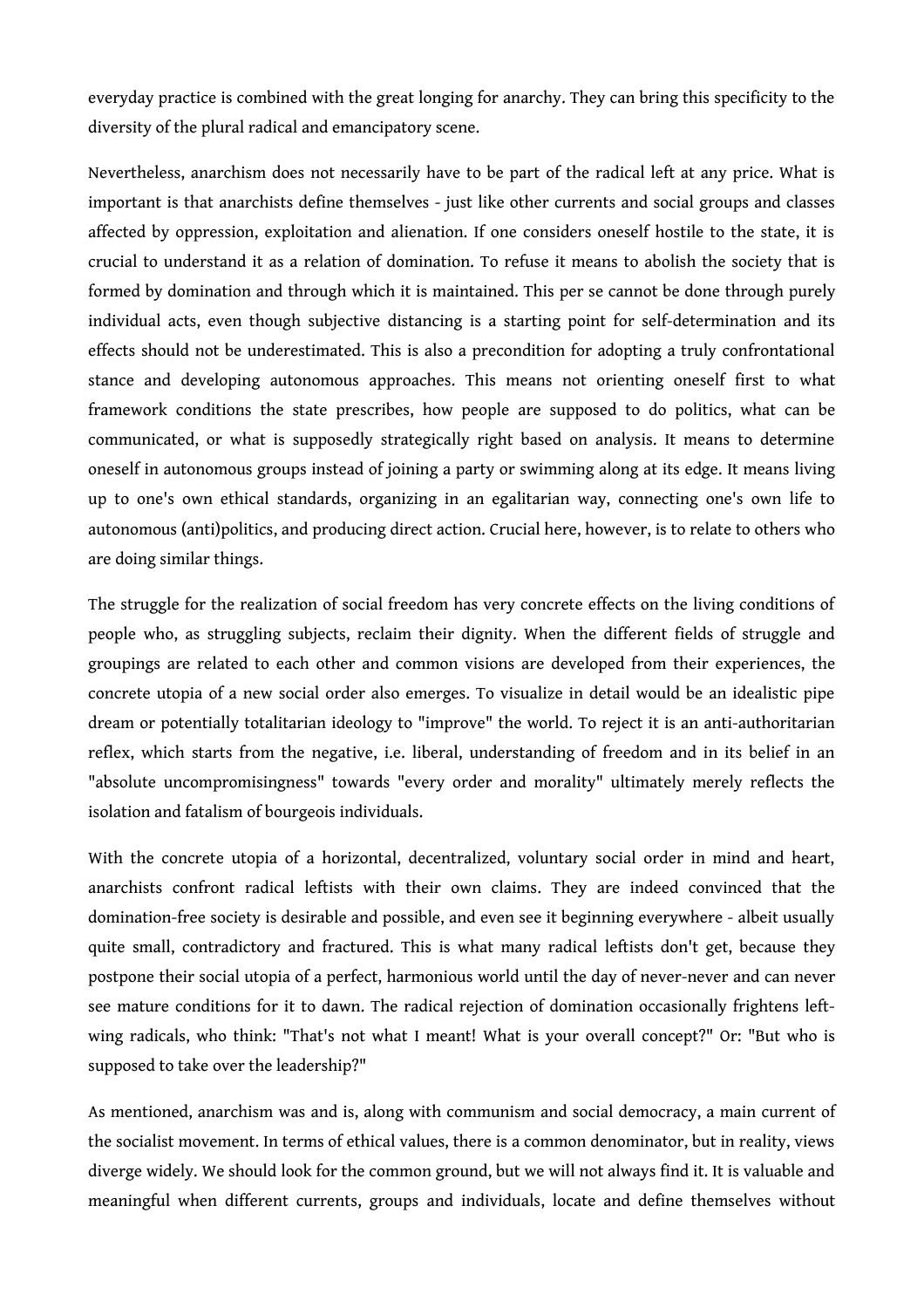everyday practice is combined with the great longing for anarchy. They can bring this specificity to the diversity of the plural radical and emancipatory scene.

Nevertheless, anarchism does not necessarily have to be part of the radical left at any price. What is important is that anarchists define themselves - just like other currents and social groups and classes affected by oppression, exploitation and alienation. If one considers oneself hostile to the state, it is crucial to understand it as a relation of domination. To refuse it means to abolish the society that is formed by domination and through which it is maintained. This per se cannot be done through purely individual acts, even though subjective distancing is a starting point for self-determination and its effects should not be underestimated. This is also a precondition for adopting a truly confrontational stance and developing autonomous approaches. This means not orienting oneself first to what framework conditions the state prescribes, how people are supposed to do politics, what can be communicated, or what is supposedly strategically right based on analysis. It means to determine oneself in autonomous groups instead of joining a party or swimming along at its edge. It means living up to one's own ethical standards, organizing in an egalitarian way, connecting one's own life to autonomous (anti)politics, and producing direct action. Crucial here, however, is to relate to others who are doing similar things.

The struggle for the realization of social freedom has very concrete effects on the living conditions of people who, as struggling subjects, reclaim their dignity. When the different fields of struggle and groupings are related to each other and common visions are developed from their experiences, the concrete utopia of a new social order also emerges. To visualize in detail would be an idealistic pipe dream or potentially totalitarian ideology to "improve" the world. To reject it is an anti-authoritarian reflex, which starts from the negative, i.e. liberal, understanding of freedom and in its belief in an "absolute uncompromisingness" towards "every order and morality" ultimately merely reflects the isolation and fatalism of bourgeois individuals.

With the concrete utopia of a horizontal, decentralized, voluntary social order in mind and heart, anarchists confront radical leftists with their own claims. They are indeed convinced that the domination-free society is desirable and possible, and even see it beginning everywhere - albeit usually quite small, contradictory and fractured. This is what many radical leftists don't get, because they postpone their social utopia of a perfect, harmonious world until the day of never-never and can never see mature conditions for it to dawn. The radical rejection of domination occasionally frightens left-wing radicals, who think: "That's not what I meant! What is your overall concept?" Or: "But who is supposed to take over the leadership?"

As mentioned, anarchism was and is, along with communism and social democracy, a main current of the socialist movement. In terms of ethical values, there is a common denominator, but in reality, views diverge widely. We should look for the common ground, but we will not always find it. It is valuable and meaningful when different currents, groups and individuals, locate and define themselves without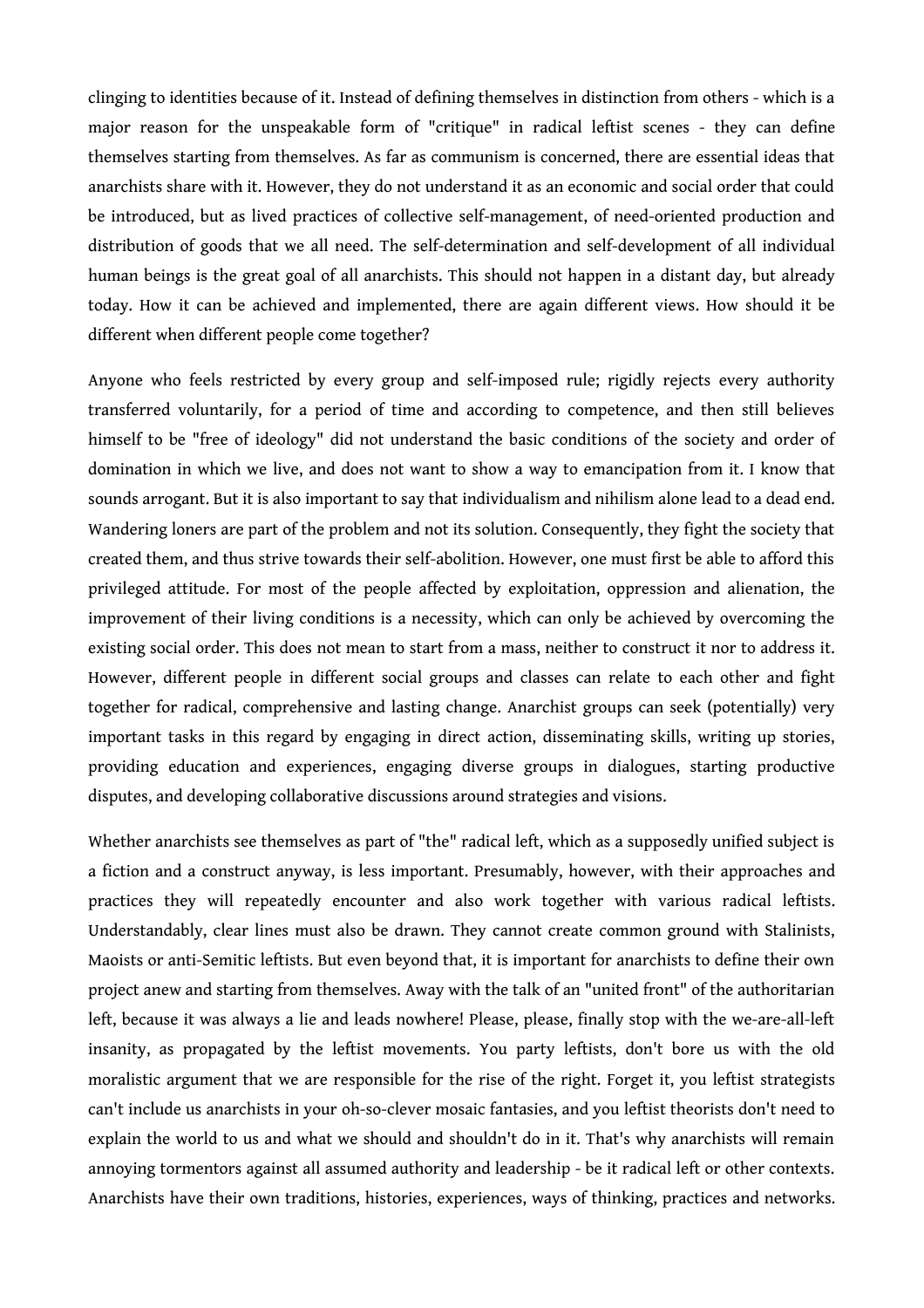clinging to identities because of it. Instead of defining themselves in distinction from others - which is a major reason for the unspeakable form of "critique" in radical leftist scenes - they can define themselves starting from themselves. As far as communism is concerned, there are essential ideas that anarchists share with it. However, they do not understand it as an economic and social order that could be introduced, but as lived practices of collective self-management, of need-oriented production and distribution of goods that we all need. The self-determination and self-development of all individual human beings is the great goal of all anarchists. This should not happen in a distant day, but already today. How it can be achieved and implemented, there are again different views. How should it be different when different people come together?

Anyone who feels restricted by every group and self-imposed rule; rigidly rejects every authority transferred voluntarily, for a period of time and according to competence, and then still believes himself to be "free of ideology" did not understand the basic conditions of the society and order of domination in which we live, and does not want to show a way to emancipation from it. I know that sounds arrogant. But it is also important to say that individualism and nihilism alone lead to a dead end. Wandering loners are part of the problem and not its solution. Consequently, they fight the society that created them, and thus strive towards their self-abolition. However, one must first be able to afford this privileged attitude. For most of the people affected by exploitation, oppression and alienation, the improvement of their living conditions is a necessity, which can only be achieved by overcoming the existing social order. This does not mean to start from a mass, neither to construct it nor to address it. However, different people in different social groups and classes can relate to each other and fight together for radical, comprehensive and lasting change. Anarchist groups can seek (potentially) very important tasks in this regard by engaging in direct action, disseminating skills, writing up stories, providing education and experiences, engaging diverse groups in dialogues, starting productive disputes, and developing collaborative discussions around strategies and visions.

Whether anarchists see themselves as part of "the" radical left, which as a supposedly unified subject is a fiction and a construct anyway, is less important. Presumably, however, with their approaches and practices they will repeatedly encounter and also work together with various radical leftists. Understandably, clear lines must also be drawn. They cannot create common ground with Stalinists, Maoists or anti-Semitic leftists. But even beyond that, it is important for anarchists to define their own project anew and starting from themselves. Away with the talk of an "united front" of the authoritarian left, because it was always a lie and leads nowhere! Please, please, finally stop with the we-are-all-left insanity, as propagated by the leftist movements. You party leftists, don't bore us with the old moralistic argument that we are responsible for the rise of the right. Forget it, you leftist strategists can't include us anarchists in your oh-so-clever mosaic fantasies, and you leftist theorists don't need to explain the world to us and what we should and shouldn't do in it. That's why anarchists will remain annoying tormentors against all assumed authority and leadership - be it radical left or other contexts. Anarchists have their own traditions, histories, experiences, ways of thinking, practices and networks.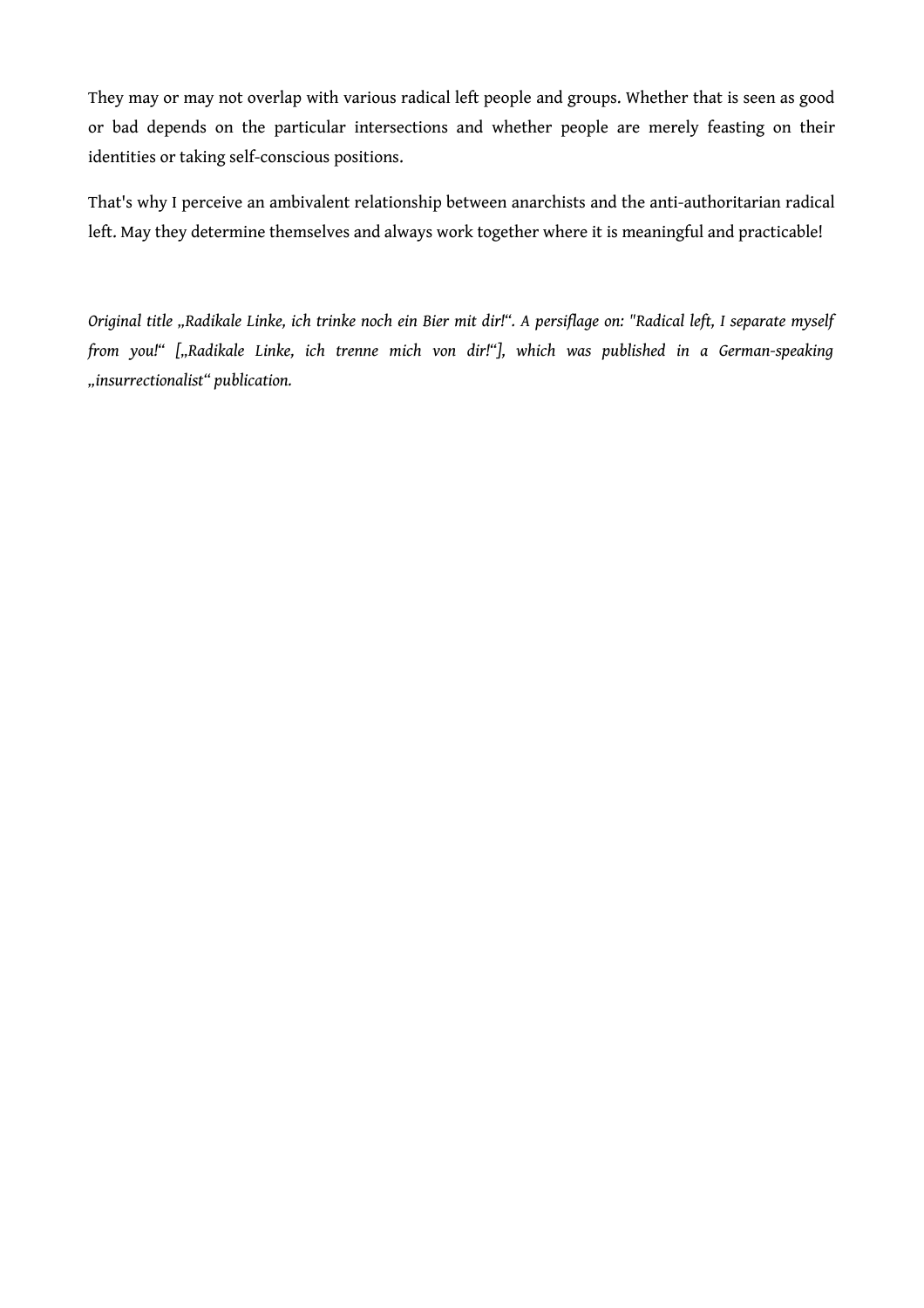They may or may not overlap with various radical left people and groups. Whether that is seen as good or bad depends on the particular intersections and whether people are merely feasting on their identities or taking self-conscious positions.

That's why I perceive an ambivalent relationship between anarchists and the anti-authoritarian radical left. May they determine themselves and always work together where it is meaningful and practicable!

*Original title „Radikale Linke, ich trinke noch ein Bier mit dir!“. A persiflage on: "Radical left, I separate myself from you!“ [„Radikale Linke, ich trenne mich von dir!“], which was published in a German-speaking „insurrectionalist“ publication.*